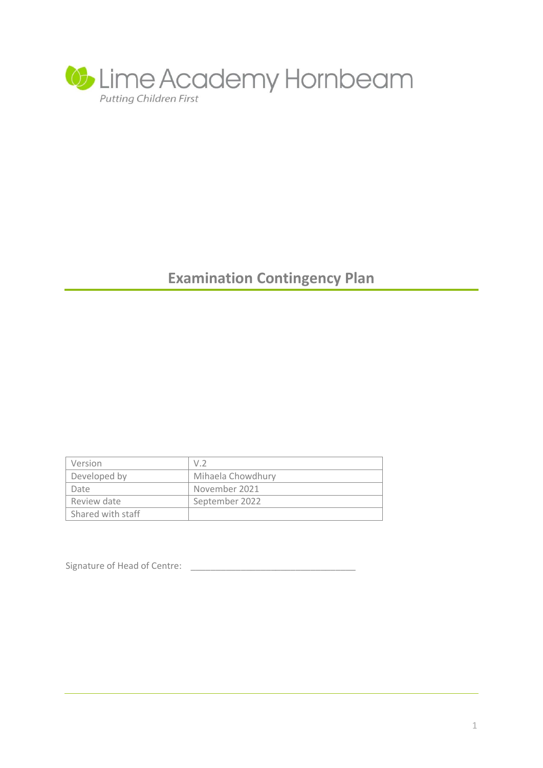Lime Academy Hornbeam

*Putting Children First*

# Examination Contingency Plan

| Version | V.2 |
|---|---|
| Developed by | Mihaela Chowdhury |
| Date | November 2021 |
| Review date | September 2022 |
| Shared with staff | |

Signature of Head of Centre: _________________________________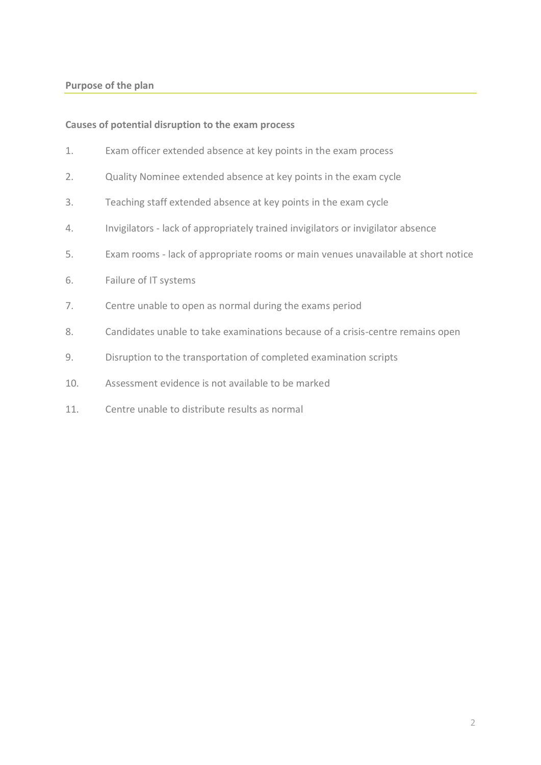## Purpose of the plan

### Causes of potential disruption to the exam process

1. Exam officer extended absence at key points in the exam process
2. Quality Nominee extended absence at key points in the exam cycle
3. Teaching staff extended absence at key points in the exam cycle
4. Invigilators - lack of appropriately trained invigilators or invigilator absence
5. Exam rooms - lack of appropriate rooms or main venues unavailable at short notice
6. Failure of IT systems
7. Centre unable to open as normal during the exams period
8. Candidates unable to take examinations because of a crisis-centre remains open
9. Disruption to the transportation of completed examination scripts
10. Assessment evidence is not available to be marked
11. Centre unable to distribute results as normal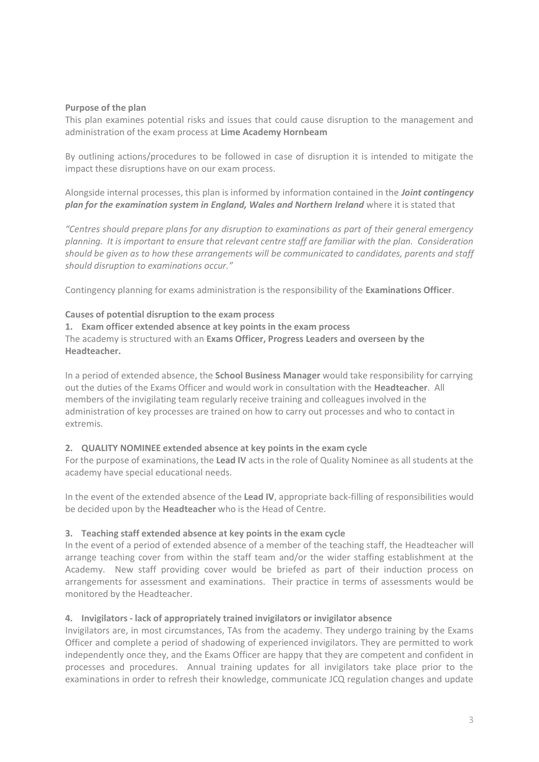**Purpose of the plan**

This plan examines potential risks and issues that could cause disruption to the management and administration of the exam process at **Lime Academy Hornbeam**

By outlining actions/procedures to be followed in case of disruption it is intended to mitigate the impact these disruptions have on our exam process.

Alongside internal processes, this plan is informed by information contained in the ***Joint contingency plan for the examination system in England, Wales and Northern Ireland*** where it is stated that

*"Centres should prepare plans for any disruption to examinations as part of their general emergency planning. It is important to ensure that relevant centre staff are familiar with the plan. Consideration should be given as to how these arrangements will be communicated to candidates, parents and staff should disruption to examinations occur."*

Contingency planning for exams administration is the responsibility of the **Examinations Officer**.

**Causes of potential disruption to the exam process**

**1. Exam officer extended absence at key points in the exam process**

The academy is structured with an **Exams Officer, Progress Leaders and overseen by the Headteacher.**

In a period of extended absence, the **School Business Manager** would take responsibility for carrying out the duties of the Exams Officer and would work in consultation with the **Headteacher**. All members of the invigilating team regularly receive training and colleagues involved in the administration of key processes are trained on how to carry out processes and who to contact in extremis.

**2. QUALITY NOMINEE extended absence at key points in the exam cycle**

For the purpose of examinations, the **Lead IV** acts in the role of Quality Nominee as all students at the academy have special educational needs.

In the event of the extended absence of the **Lead IV**, appropriate back-filling of responsibilities would be decided upon by the **Headteacher** who is the Head of Centre.

**3. Teaching staff extended absence at key points in the exam cycle**

In the event of a period of extended absence of a member of the teaching staff, the Headteacher will arrange teaching cover from within the staff team and/or the wider staffing establishment at the Academy. New staff providing cover would be briefed as part of their induction process on arrangements for assessment and examinations. Their practice in terms of assessments would be monitored by the Headteacher.

**4. Invigilators - lack of appropriately trained invigilators or invigilator absence**

Invigilators are, in most circumstances, TAs from the academy. They undergo training by the Exams Officer and complete a period of shadowing of experienced invigilators. They are permitted to work independently once they, and the Exams Officer are happy that they are competent and confident in processes and procedures. Annual training updates for all invigilators take place prior to the examinations in order to refresh their knowledge, communicate JCQ regulation changes and update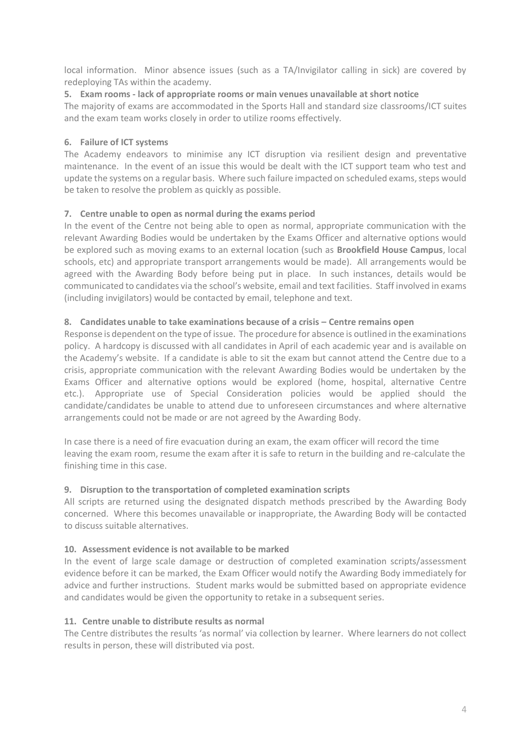local information. Minor absence issues (such as a TA/Invigilator calling in sick) are covered by redeploying TAs within the academy.

**5. Exam rooms - lack of appropriate rooms or main venues unavailable at short notice**

The majority of exams are accommodated in the Sports Hall and standard size classrooms/ICT suites and the exam team works closely in order to utilize rooms effectively.

**6. Failure of ICT systems**

The Academy endeavors to minimise any ICT disruption via resilient design and preventative maintenance. In the event of an issue this would be dealt with the ICT support team who test and update the systems on a regular basis. Where such failure impacted on scheduled exams, steps would be taken to resolve the problem as quickly as possible.

**7. Centre unable to open as normal during the exams period**

In the event of the Centre not being able to open as normal, appropriate communication with the relevant Awarding Bodies would be undertaken by the Exams Officer and alternative options would be explored such as moving exams to an external location (such as **Brookfield House Campus**, local schools, etc) and appropriate transport arrangements would be made). All arrangements would be agreed with the Awarding Body before being put in place. In such instances, details would be communicated to candidates via the school's website, email and text facilities. Staff involved in exams (including invigilators) would be contacted by email, telephone and text.

**8. Candidates unable to take examinations because of a crisis – Centre remains open**

Response is dependent on the type of issue. The procedure for absence is outlined in the examinations policy. A hardcopy is discussed with all candidates in April of each academic year and is available on the Academy's website. If a candidate is able to sit the exam but cannot attend the Centre due to a crisis, appropriate communication with the relevant Awarding Bodies would be undertaken by the Exams Officer and alternative options would be explored (home, hospital, alternative Centre etc.). Appropriate use of Special Consideration policies would be applied should the candidate/candidates be unable to attend due to unforeseen circumstances and where alternative arrangements could not be made or are not agreed by the Awarding Body.

In case there is a need of fire evacuation during an exam, the exam officer will record the time leaving the exam room, resume the exam after it is safe to return in the building and re-calculate the finishing time in this case.

**9. Disruption to the transportation of completed examination scripts**

All scripts are returned using the designated dispatch methods prescribed by the Awarding Body concerned. Where this becomes unavailable or inappropriate, the Awarding Body will be contacted to discuss suitable alternatives.

**10. Assessment evidence is not available to be marked**

In the event of large scale damage or destruction of completed examination scripts/assessment evidence before it can be marked, the Exam Officer would notify the Awarding Body immediately for advice and further instructions. Student marks would be submitted based on appropriate evidence and candidates would be given the opportunity to retake in a subsequent series.

**11. Centre unable to distribute results as normal**

The Centre distributes the results 'as normal' via collection by learner. Where learners do not collect results in person, these will distributed via post.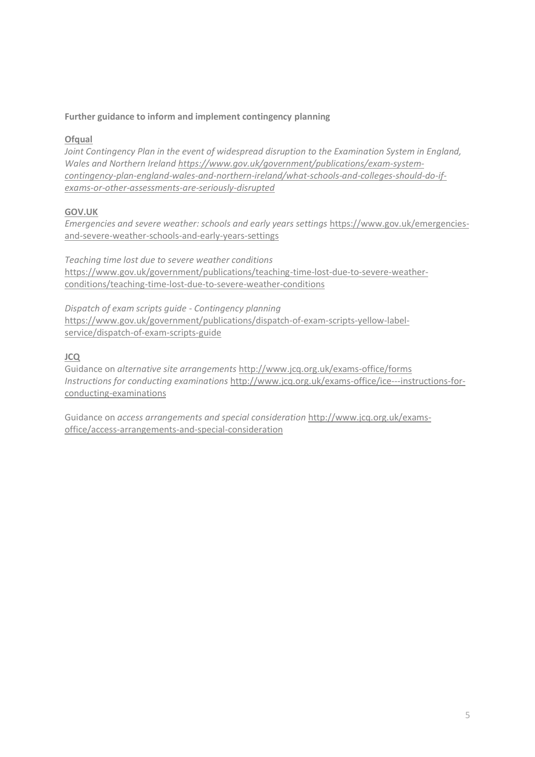**Further guidance to inform and implement contingency planning**

**Ofqual**

*Joint Contingency Plan in the event of widespread disruption to the Examination System in England, Wales and Northern Ireland [https://www.gov.uk/government/publications/exam-system-contingency-plan-england-wales-and-northern-ireland/what-schools-and-colleges-should-do-if-exams-or-other-assessments-are-seriously-disrupted](https://www.gov.uk/government/publications/exam-system-contingency-plan-england-wales-and-northern-ireland/what-schools-and-colleges-should-do-if-exams-or-other-assessments-are-seriously-disrupted)*

**GOV.UK**

*Emergencies and severe weather: schools and early years settings* [https://www.gov.uk/emergencies-and-severe-weather-schools-and-early-years-settings](https://www.gov.uk/emergencies-and-severe-weather-schools-and-early-years-settings)

*Teaching time lost due to severe weather conditions*
[https://www.gov.uk/government/publications/teaching-time-lost-due-to-severe-weather-conditions/teaching-time-lost-due-to-severe-weather-conditions](https://www.gov.uk/government/publications/teaching-time-lost-due-to-severe-weather-conditions/teaching-time-lost-due-to-severe-weather-conditions)

*Dispatch of exam scripts guide - Contingency planning*
[https://www.gov.uk/government/publications/dispatch-of-exam-scripts-yellow-label-service/dispatch-of-exam-scripts-guide](https://www.gov.uk/government/publications/dispatch-of-exam-scripts-yellow-label-service/dispatch-of-exam-scripts-guide)

**JCQ**

Guidance on *alternative site arrangements* [http://www.jcq.org.uk/exams-office/forms](http://www.jcq.org.uk/exams-office/forms)
*Instructions for conducting examinations* [http://www.jcq.org.uk/exams-office/ice---instructions-for-conducting-examinations](http://www.jcq.org.uk/exams-office/ice---instructions-for-conducting-examinations)

Guidance on *access arrangements and special consideration* [http://www.jcq.org.uk/exams-office/access-arrangements-and-special-consideration](http://www.jcq.org.uk/exams-office/access-arrangements-and-special-consideration)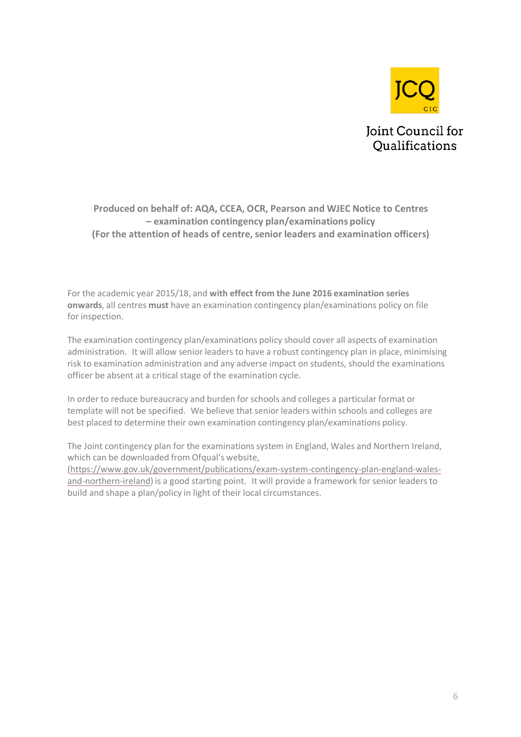JCQ CIC

Joint Council for Qualifications

**Produced on behalf of: AQA, CCEA, OCR, Pearson and WJEC Notice to Centres – examination contingency plan/examinations policy (For the attention of heads of centre, senior leaders and examination officers)**

For the academic year 2015/18, and **with effect from the June 2016 examination series onwards**, all centres **must** have an examination contingency plan/examinations policy on file for inspection.

The examination contingency plan/examinations policy should cover all aspects of examination administration. It will allow senior leaders to have a robust contingency plan in place, minimising risk to examination administration and any adverse impact on students, should the examinations officer be absent at a critical stage of the examination cycle.

In order to reduce bureaucracy and burden for schools and colleges a particular format or template will not be specified. We believe that senior leaders within schools and colleges are best placed to determine their own examination contingency plan/examinations policy.

The Joint contingency plan for the examinations system in England, Wales and Northern Ireland, which can be downloaded from Ofqual's website, (https://www.gov.uk/government/publications/exam-system-contingency-plan-england-wales-and-northern-ireland) is a good starting point. It will provide a framework for senior leaders to build and shape a plan/policy in light of their local circumstances.